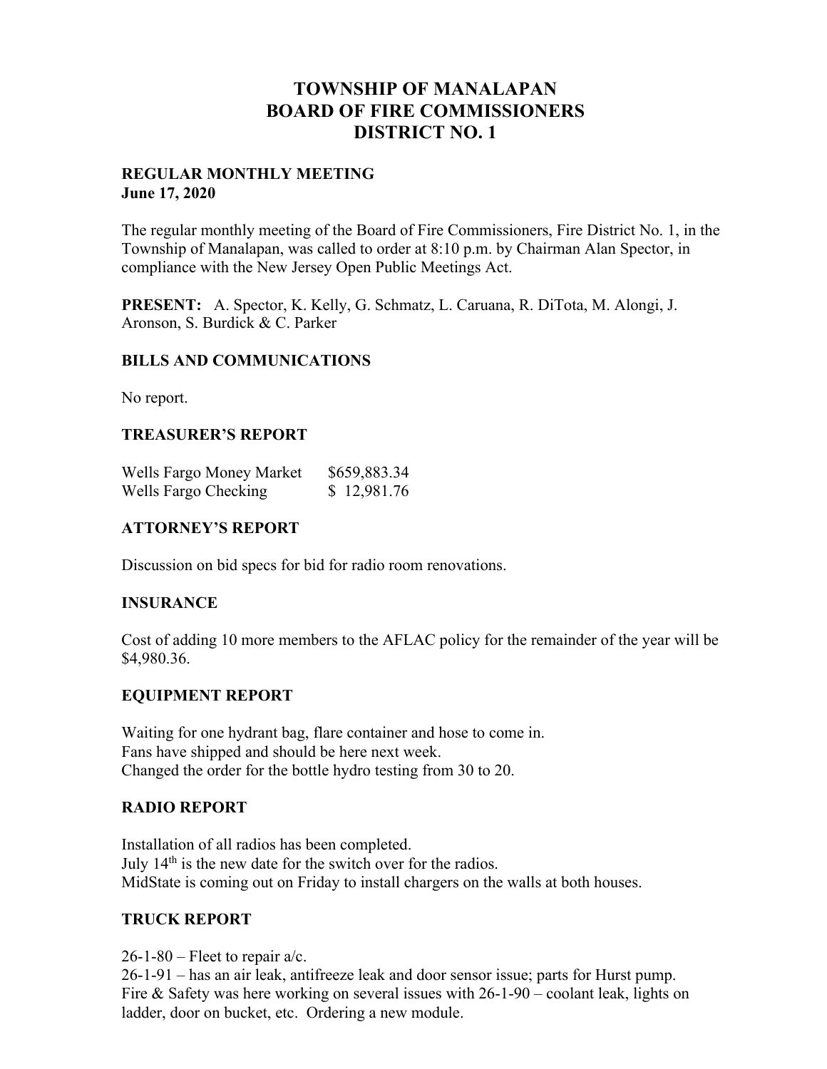# TOWNSHIP OF MANALAPAN
# BOARD OF FIRE COMMISSIONERS
# DISTRICT NO. 1

**REGULAR MONTHLY MEETING**
**June 17, 2020**

The regular monthly meeting of the Board of Fire Commissioners, Fire District No. 1, in the Township of Manalapan, was called to order at 8:10 p.m. by Chairman Alan Spector, in compliance with the New Jersey Open Public Meetings Act.

**PRESENT:** A. Spector, K. Kelly, G. Schmatz, L. Caruana, R. DiTota, M. Alongi, J. Aronson, S. Burdick & C. Parker

### BILLS AND COMMUNICATIONS

No report.

### TREASURER'S REPORT

| | |
|---|---|
| Wells Fargo Money Market | $659,883.34 |
| Wells Fargo Checking | $ 12,981.76 |

### ATTORNEY'S REPORT

Discussion on bid specs for bid for radio room renovations.

### INSURANCE

Cost of adding 10 more members to the AFLAC policy for the remainder of the year will be $4,980.36.

### EQUIPMENT REPORT

Waiting for one hydrant bag, flare container and hose to come in.
Fans have shipped and should be here next week.
Changed the order for the bottle hydro testing from 30 to 20.

### RADIO REPORT

Installation of all radios has been completed.
July 14th is the new date for the switch over for the radios.
MidState is coming out on Friday to install chargers on the walls at both houses.

### TRUCK REPORT

26-1-80 – Fleet to repair a/c.
26-1-91 – has an air leak, antifreeze leak and door sensor issue; parts for Hurst pump.
Fire & Safety was here working on several issues with 26-1-90 – coolant leak, lights on ladder, door on bucket, etc. Ordering a new module.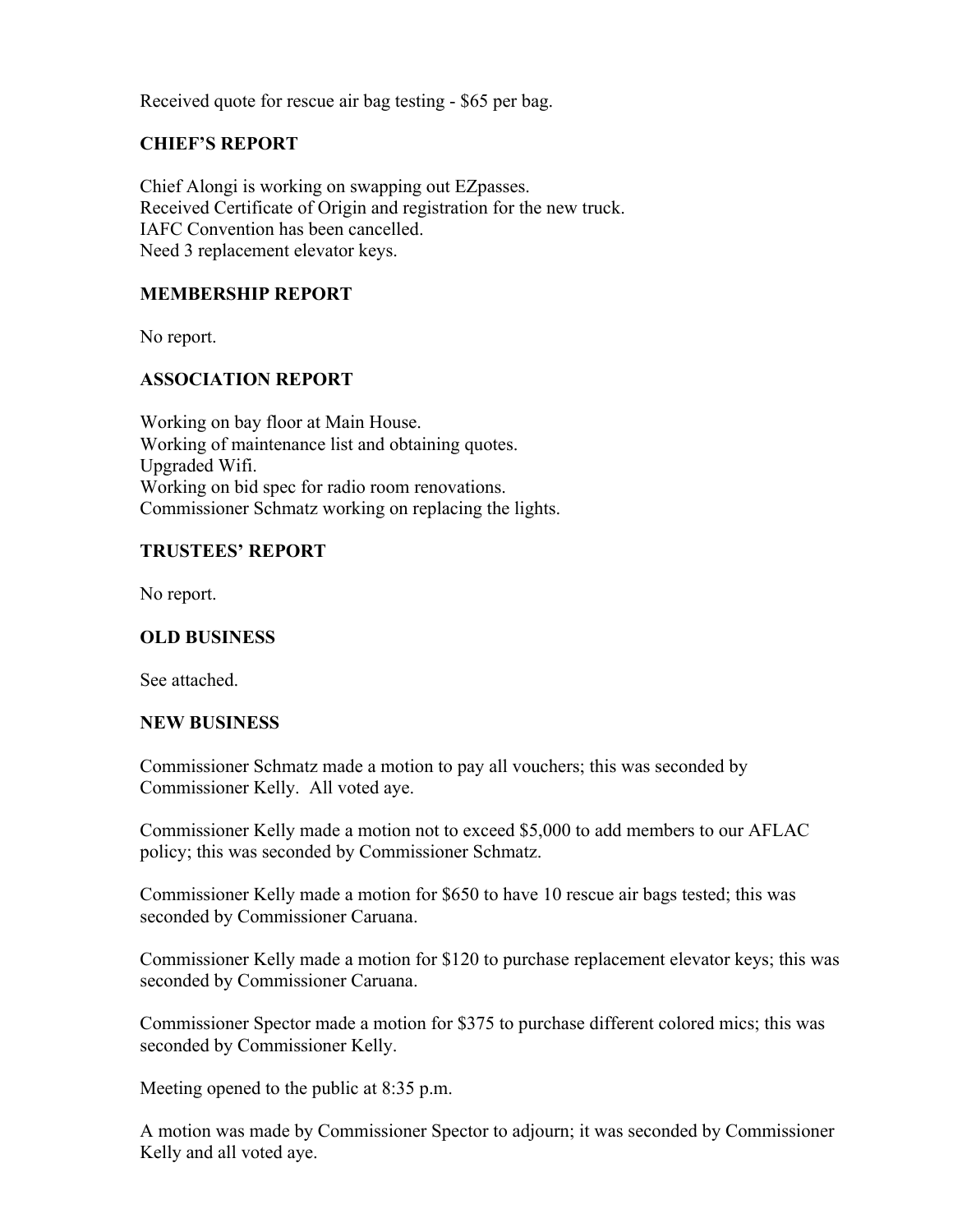Received quote for rescue air bag testing - $65 per bag.

## CHIEF'S REPORT

Chief Alongi is working on swapping out EZpasses.
Received Certificate of Origin and registration for the new truck.
IAFC Convention has been cancelled.
Need 3 replacement elevator keys.

## MEMBERSHIP REPORT

No report.

## ASSOCIATION REPORT

Working on bay floor at Main House.
Working of maintenance list and obtaining quotes.
Upgraded Wifi.
Working on bid spec for radio room renovations.
Commissioner Schmatz working on replacing the lights.

## TRUSTEES' REPORT

No report.

## OLD BUSINESS

See attached.

## NEW BUSINESS

Commissioner Schmatz made a motion to pay all vouchers; this was seconded by Commissioner Kelly. All voted aye.

Commissioner Kelly made a motion not to exceed $5,000 to add members to our AFLAC policy; this was seconded by Commissioner Schmatz.

Commissioner Kelly made a motion for $650 to have 10 rescue air bags tested; this was seconded by Commissioner Caruana.

Commissioner Kelly made a motion for $120 to purchase replacement elevator keys; this was seconded by Commissioner Caruana.

Commissioner Spector made a motion for $375 to purchase different colored mics; this was seconded by Commissioner Kelly.

Meeting opened to the public at 8:35 p.m.

A motion was made by Commissioner Spector to adjourn; it was seconded by Commissioner Kelly and all voted aye.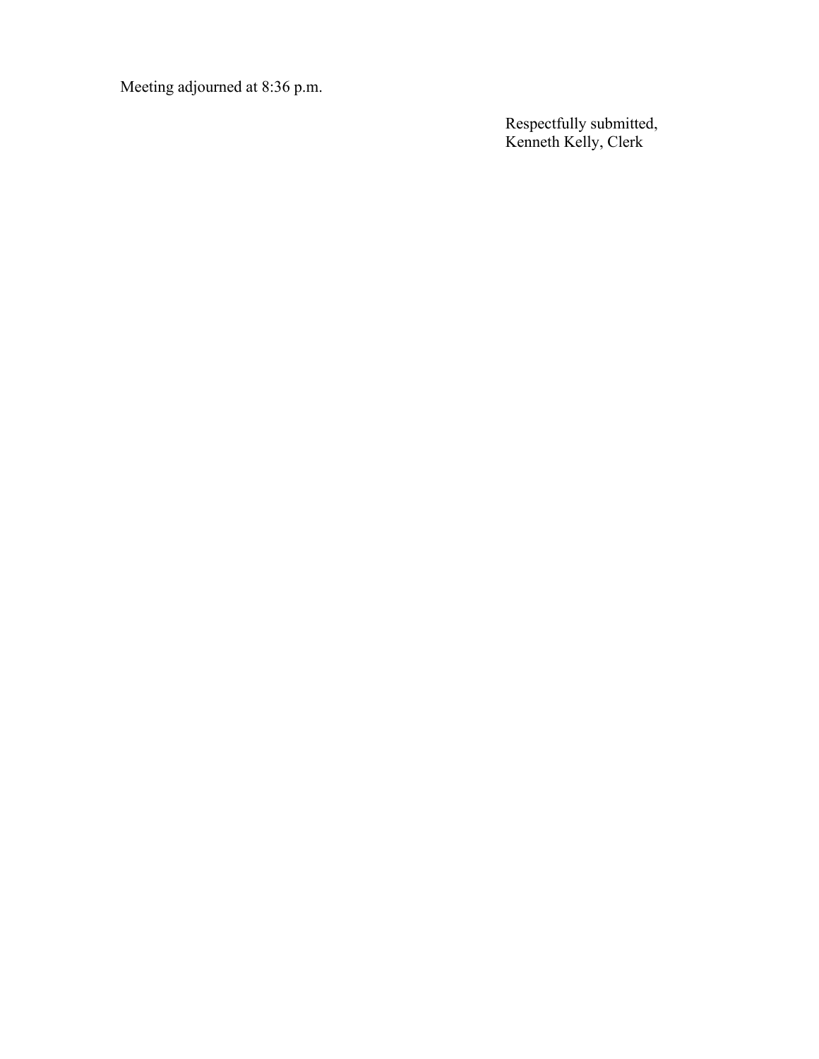Meeting adjourned at 8:36 p.m.

Respectfully submitted,
Kenneth Kelly, Clerk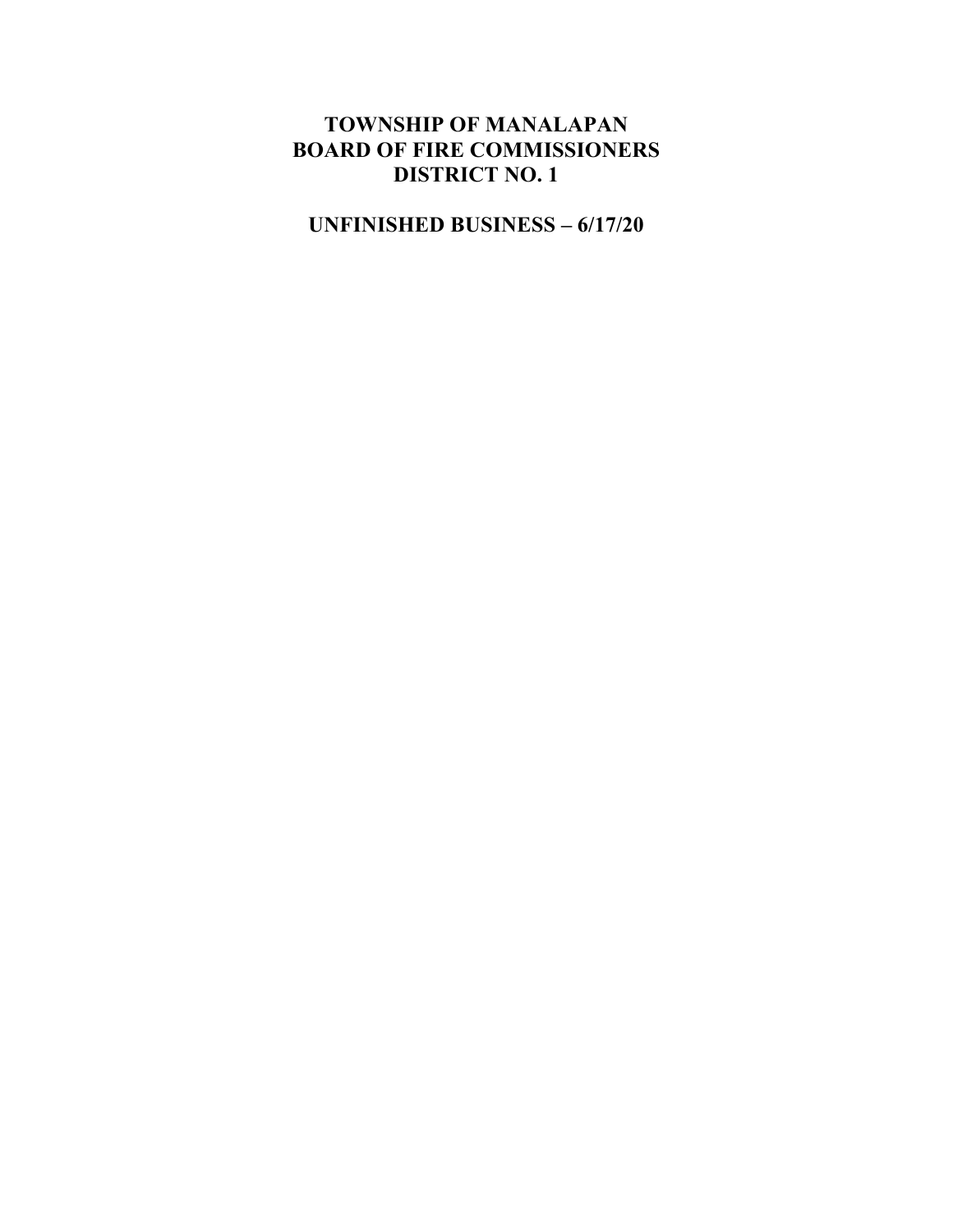# TOWNSHIP OF MANALAPAN
# BOARD OF FIRE COMMISSIONERS
# DISTRICT NO. 1

## UNFINISHED BUSINESS – 6/17/20